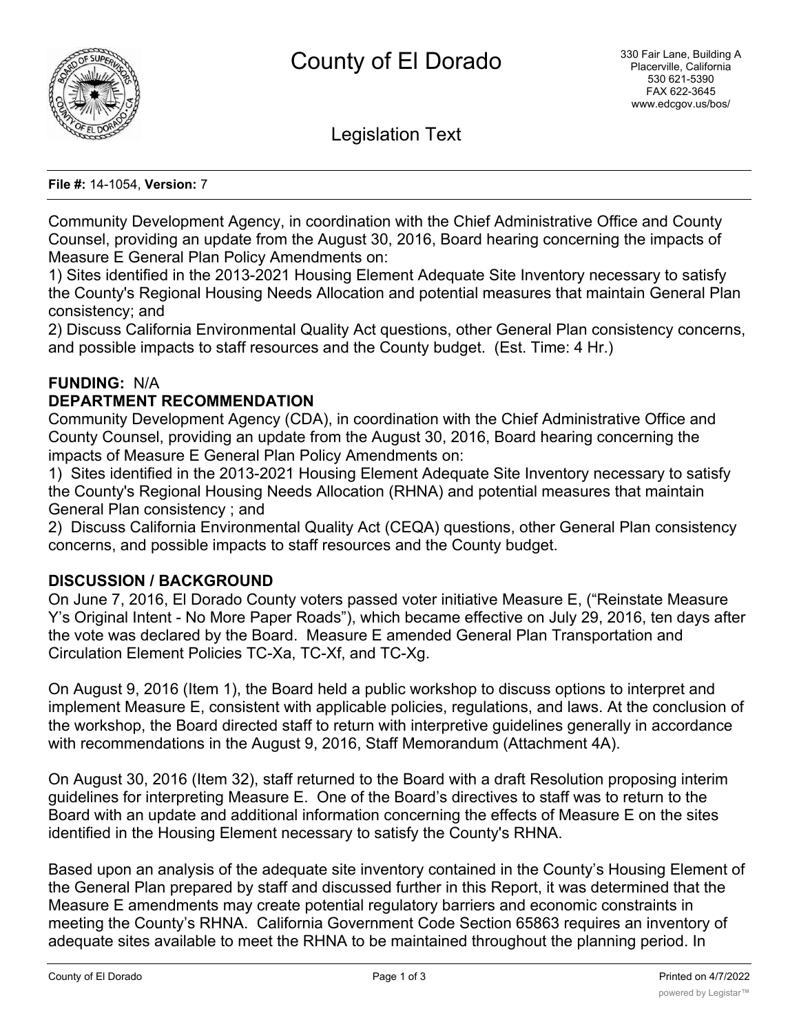# County of El Dorado

330 Fair Lane, Building A
Placerville, California
530 621-5390
FAX 622-3645
www.edcgov.us/bos/

## Legislation Text

**File #:** 14-1054, **Version:** 7

Community Development Agency, in coordination with the Chief Administrative Office and County Counsel, providing an update from the August 30, 2016, Board hearing concerning the impacts of Measure E General Plan Policy Amendments on:
1) Sites identified in the 2013-2021 Housing Element Adequate Site Inventory necessary to satisfy the County's Regional Housing Needs Allocation and potential measures that maintain General Plan consistency; and
2) Discuss California Environmental Quality Act questions, other General Plan consistency concerns, and possible impacts to staff resources and the County budget. (Est. Time: 4 Hr.)

**FUNDING:** N/A

**DEPARTMENT RECOMMENDATION**

Community Development Agency (CDA), in coordination with the Chief Administrative Office and County Counsel, providing an update from the August 30, 2016, Board hearing concerning the impacts of Measure E General Plan Policy Amendments on:
1) Sites identified in the 2013-2021 Housing Element Adequate Site Inventory necessary to satisfy the County's Regional Housing Needs Allocation (RHNA) and potential measures that maintain General Plan consistency ; and
2) Discuss California Environmental Quality Act (CEQA) questions, other General Plan consistency concerns, and possible impacts to staff resources and the County budget.

**DISCUSSION / BACKGROUND**

On June 7, 2016, El Dorado County voters passed voter initiative Measure E, ("Reinstate Measure Y's Original Intent - No More Paper Roads"), which became effective on July 29, 2016, ten days after the vote was declared by the Board. Measure E amended General Plan Transportation and Circulation Element Policies TC-Xa, TC-Xf, and TC-Xg.

On August 9, 2016 (Item 1), the Board held a public workshop to discuss options to interpret and implement Measure E, consistent with applicable policies, regulations, and laws. At the conclusion of the workshop, the Board directed staff to return with interpretive guidelines generally in accordance with recommendations in the August 9, 2016, Staff Memorandum (Attachment 4A).

On August 30, 2016 (Item 32), staff returned to the Board with a draft Resolution proposing interim guidelines for interpreting Measure E. One of the Board's directives to staff was to return to the Board with an update and additional information concerning the effects of Measure E on the sites identified in the Housing Element necessary to satisfy the County's RHNA.

Based upon an analysis of the adequate site inventory contained in the County's Housing Element of the General Plan prepared by staff and discussed further in this Report, it was determined that the Measure E amendments may create potential regulatory barriers and economic constraints in meeting the County's RHNA. California Government Code Section 65863 requires an inventory of adequate sites available to meet the RHNA to be maintained throughout the planning period. In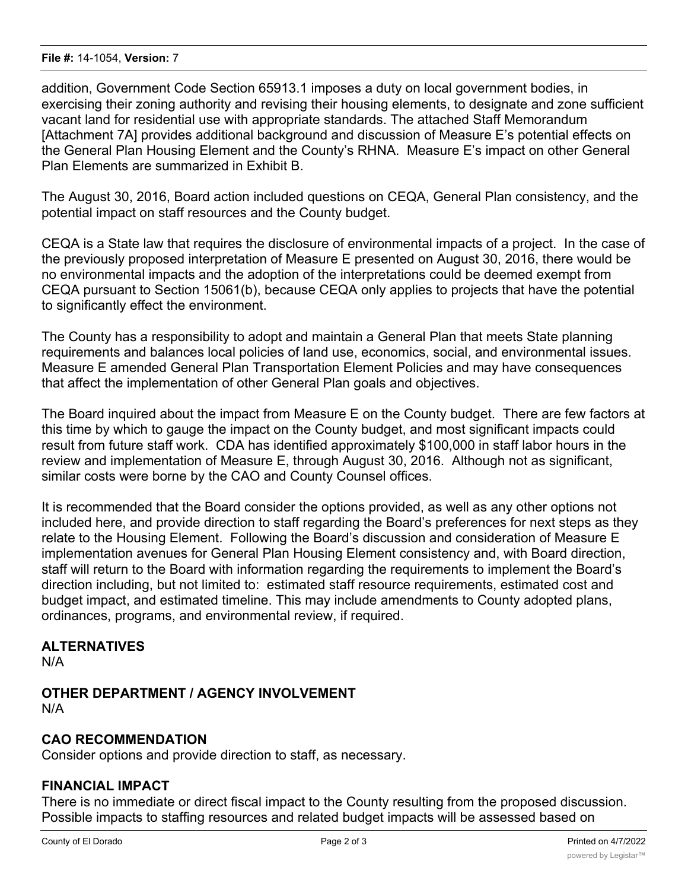addition, Government Code Section 65913.1 imposes a duty on local government bodies, in exercising their zoning authority and revising their housing elements, to designate and zone sufficient vacant land for residential use with appropriate standards. The attached Staff Memorandum [Attachment 7A] provides additional background and discussion of Measure E's potential effects on the General Plan Housing Element and the County's RHNA. Measure E's impact on other General Plan Elements are summarized in Exhibit B.

The August 30, 2016, Board action included questions on CEQA, General Plan consistency, and the potential impact on staff resources and the County budget.

CEQA is a State law that requires the disclosure of environmental impacts of a project. In the case of the previously proposed interpretation of Measure E presented on August 30, 2016, there would be no environmental impacts and the adoption of the interpretations could be deemed exempt from CEQA pursuant to Section 15061(b), because CEQA only applies to projects that have the potential to significantly effect the environment.

The County has a responsibility to adopt and maintain a General Plan that meets State planning requirements and balances local policies of land use, economics, social, and environmental issues. Measure E amended General Plan Transportation Element Policies and may have consequences that affect the implementation of other General Plan goals and objectives.

The Board inquired about the impact from Measure E on the County budget. There are few factors at this time by which to gauge the impact on the County budget, and most significant impacts could result from future staff work. CDA has identified approximately $100,000 in staff labor hours in the review and implementation of Measure E, through August 30, 2016. Although not as significant, similar costs were borne by the CAO and County Counsel offices.

It is recommended that the Board consider the options provided, as well as any other options not included here, and provide direction to staff regarding the Board's preferences for next steps as they relate to the Housing Element. Following the Board's discussion and consideration of Measure E implementation avenues for General Plan Housing Element consistency and, with Board direction, staff will return to the Board with information regarding the requirements to implement the Board's direction including, but not limited to: estimated staff resource requirements, estimated cost and budget impact, and estimated timeline. This may include amendments to County adopted plans, ordinances, programs, and environmental review, if required.

## ALTERNATIVES

N/A

## OTHER DEPARTMENT / AGENCY INVOLVEMENT

N/A

## CAO RECOMMENDATION

Consider options and provide direction to staff, as necessary.

## FINANCIAL IMPACT

There is no immediate or direct fiscal impact to the County resulting from the proposed discussion. Possible impacts to staffing resources and related budget impacts will be assessed based on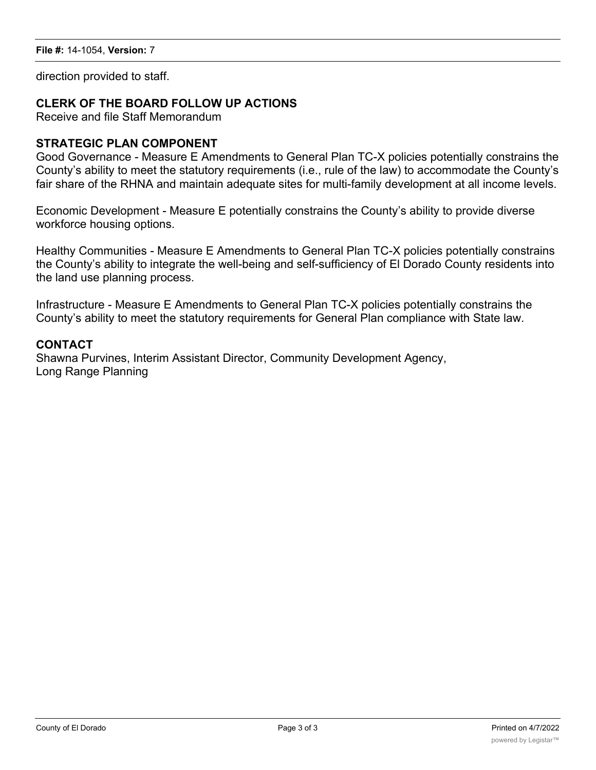direction provided to staff.

**CLERK OF THE BOARD FOLLOW UP ACTIONS**

Receive and file Staff Memorandum

**STRATEGIC PLAN COMPONENT**

Good Governance - Measure E Amendments to General Plan TC-X policies potentially constrains the County's ability to meet the statutory requirements (i.e., rule of the law) to accommodate the County's fair share of the RHNA and maintain adequate sites for multi-family development at all income levels.

Economic Development - Measure E potentially constrains the County's ability to provide diverse workforce housing options.

Healthy Communities - Measure E Amendments to General Plan TC-X policies potentially constrains the County's ability to integrate the well-being and self-sufficiency of El Dorado County residents into the land use planning process.

Infrastructure - Measure E Amendments to General Plan TC-X policies potentially constrains the County's ability to meet the statutory requirements for General Plan compliance with State law.

**CONTACT**

Shawna Purvines, Interim Assistant Director, Community Development Agency, Long Range Planning